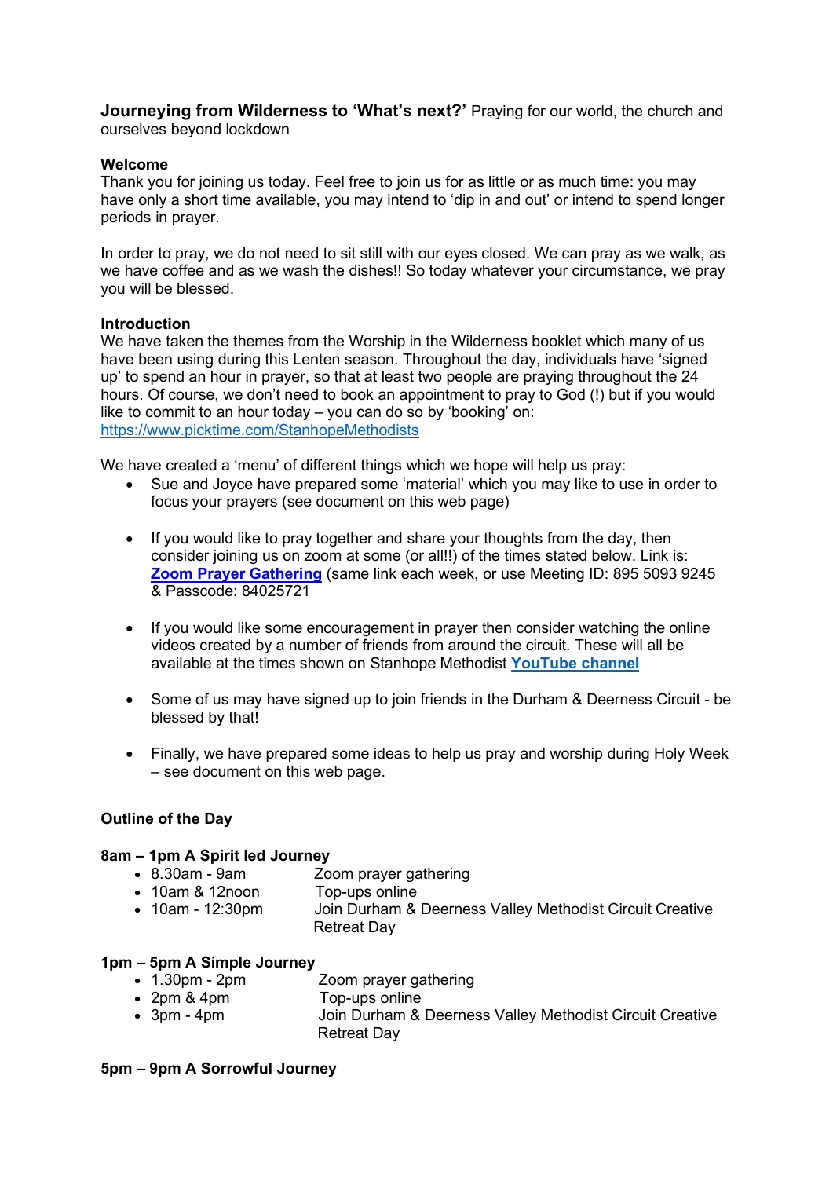**Journeying from Wilderness to 'What's next?'** Praying for our world, the church and ourselves beyond lockdown

**Welcome**

Thank you for joining us today. Feel free to join us for as little or as much time: you may have only a short time available, you may intend to 'dip in and out' or intend to spend longer periods in prayer.

In order to pray, we do not need to sit still with our eyes closed. We can pray as we walk, as we have coffee and as we wash the dishes!! So today whatever your circumstance, we pray you will be blessed.

**Introduction**

We have taken the themes from the Worship in the Wilderness booklet which many of us have been using during this Lenten season. Throughout the day, individuals have 'signed up' to spend an hour in prayer, so that at least two people are praying throughout the 24 hours. Of course, we don't need to book an appointment to pray to God (!) but if you would like to commit to an hour today – you can do so by 'booking' on: https://www.picktime.com/StanhopeMethodists

We have created a 'menu' of different things which we hope will help us pray:

- Sue and Joyce have prepared some 'material' which you may like to use in order to focus your prayers (see document on this web page)
- If you would like to pray together and share your thoughts from the day, then consider joining us on zoom at some (or all!!) of the times stated below. Link is: **Zoom Prayer Gathering** (same link each week, or use Meeting ID: 895 5093 9245 & Passcode: 84025721
- If you would like some encouragement in prayer then consider watching the online videos created by a number of friends from around the circuit. These will all be available at the times shown on Stanhope Methodist **YouTube channel**
- Some of us may have signed up to join friends in the Durham & Deerness Circuit - be blessed by that!
- Finally, we have prepared some ideas to help us pray and worship during Holy Week – see document on this web page.

**Outline of the Day**

**8am – 1pm A Spirit led Journey**

- 8.30am - 9am — Zoom prayer gathering
- 10am & 12noon — Top-ups online
- 10am - 12:30pm — Join Durham & Deerness Valley Methodist Circuit Creative Retreat Day

**1pm – 5pm A Simple Journey**

- 1.30pm - 2pm — Zoom prayer gathering
- 2pm & 4pm — Top-ups online
- 3pm - 4pm — Join Durham & Deerness Valley Methodist Circuit Creative Retreat Day

**5pm – 9pm A Sorrowful Journey**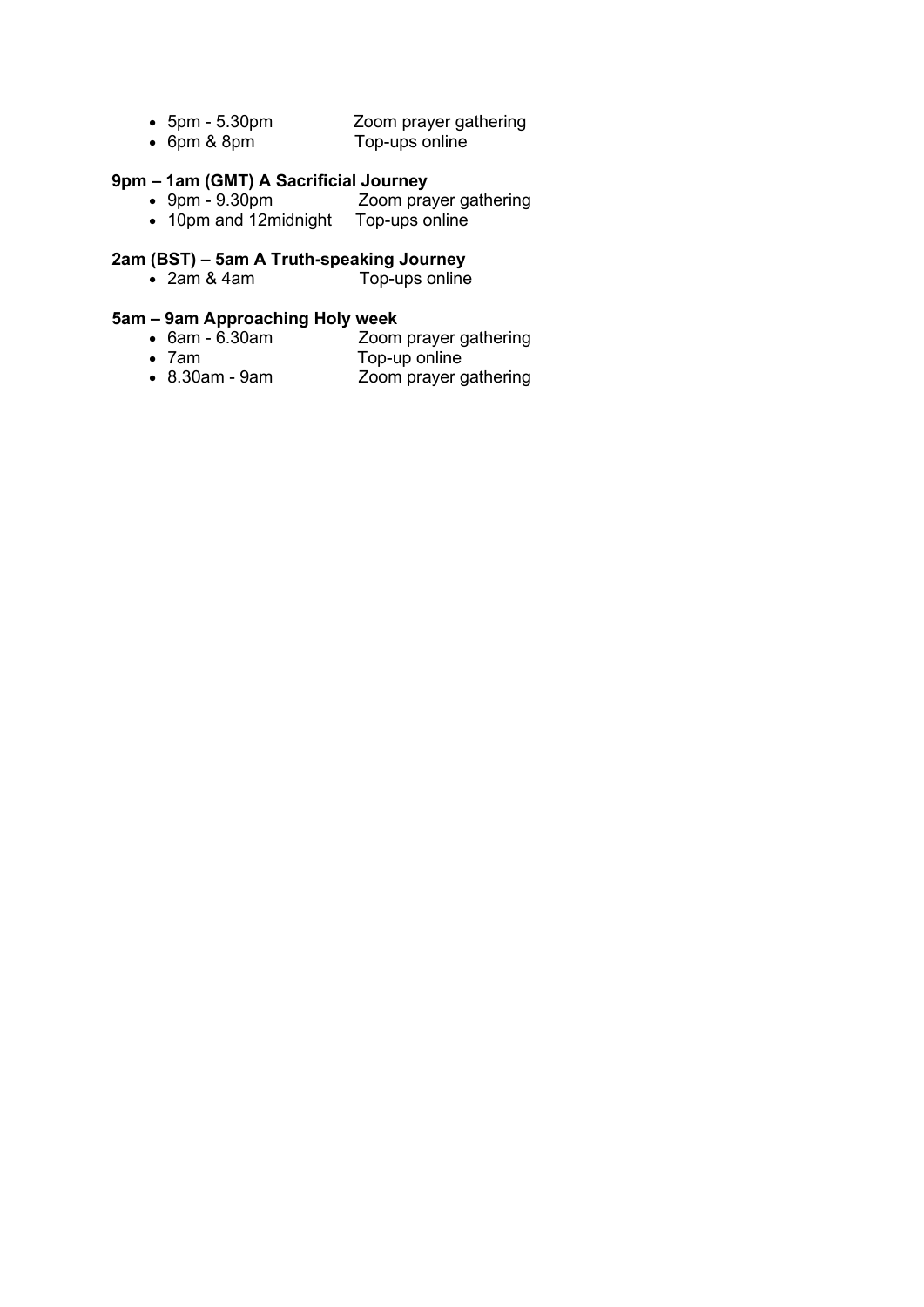- 5pm - 5.30pm Zoom prayer gathering
- 6pm & 8pm Top-ups online

**9pm – 1am (GMT) A Sacrificial Journey**

- 9pm - 9.30pm Zoom prayer gathering
- 10pm and 12midnight Top-ups online

**2am (BST) – 5am A Truth-speaking Journey**

- 2am & 4am Top-ups online

**5am – 9am Approaching Holy week**

- 6am - 6.30am Zoom prayer gathering
- 7am Top-up online
- 8.30am - 9am Zoom prayer gathering